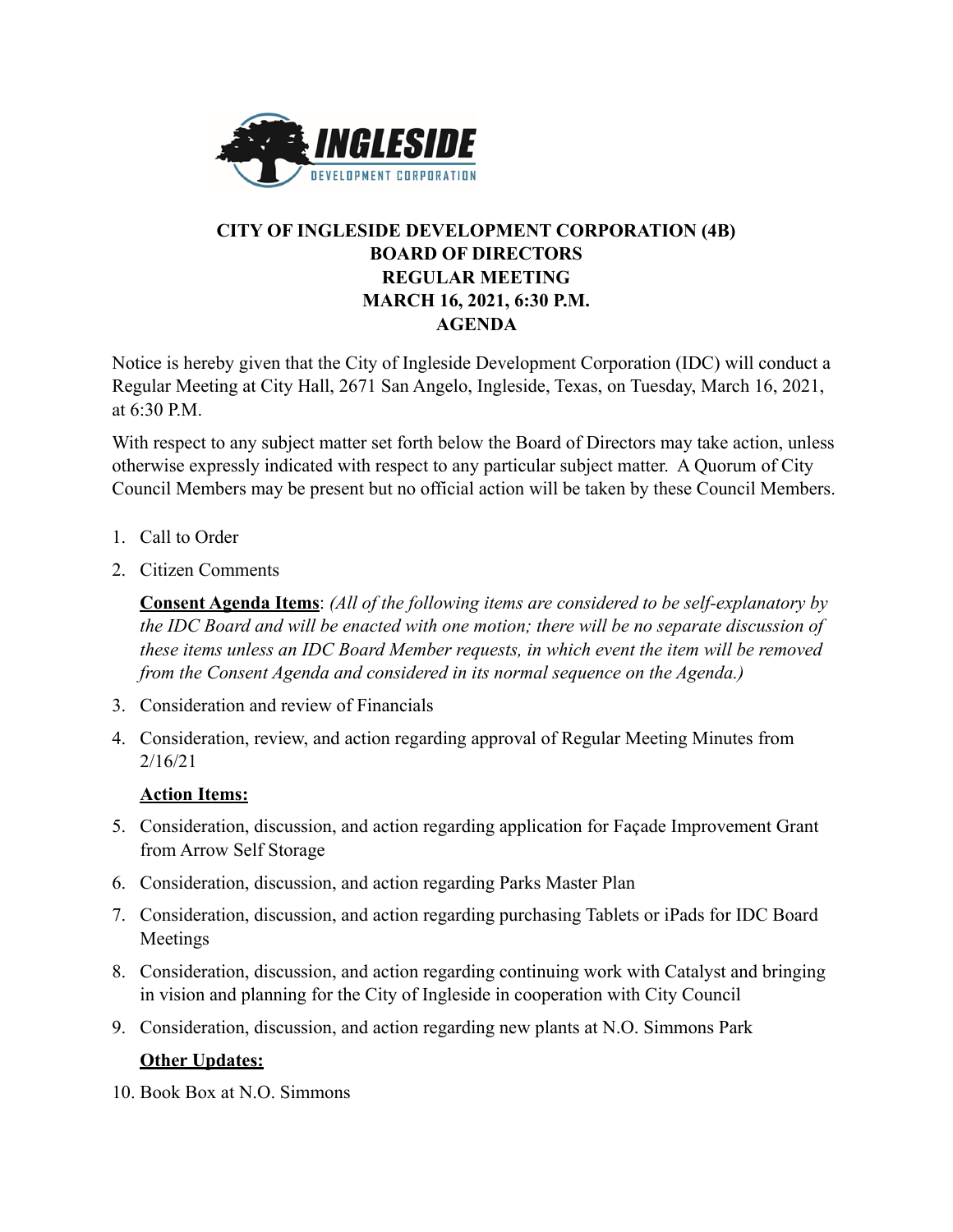INGLESIDE DEVELOPMENT CORPORATION

# CITY OF INGLESIDE DEVELOPMENT CORPORATION (4B) BOARD OF DIRECTORS REGULAR MEETING MARCH 16, 2021, 6:30 P.M. AGENDA

Notice is hereby given that the City of Ingleside Development Corporation (IDC) will conduct a Regular Meeting at City Hall, 2671 San Angelo, Ingleside, Texas, on Tuesday, March 16, 2021, at 6:30 P.M.

With respect to any subject matter set forth below the Board of Directors may take action, unless otherwise expressly indicated with respect to any particular subject matter. A Quorum of City Council Members may be present but no official action will be taken by these Council Members.

1. Call to Order
2. Citizen Comments

**Consent Agenda Items**: *(All of the following items are considered to be self-explanatory by the IDC Board and will be enacted with one motion; there will be no separate discussion of these items unless an IDC Board Member requests, in which event the item will be removed from the Consent Agenda and considered in its normal sequence on the Agenda.)*

3. Consideration and review of Financials
4. Consideration, review, and action regarding approval of Regular Meeting Minutes from 2/16/21

**Action Items:**

5. Consideration, discussion, and action regarding application for Façade Improvement Grant from Arrow Self Storage
6. Consideration, discussion, and action regarding Parks Master Plan
7. Consideration, discussion, and action regarding purchasing Tablets or iPads for IDC Board Meetings
8. Consideration, discussion, and action regarding continuing work with Catalyst and bringing in vision and planning for the City of Ingleside in cooperation with City Council
9. Consideration, discussion, and action regarding new plants at N.O. Simmons Park

**Other Updates:**

10. Book Box at N.O. Simmons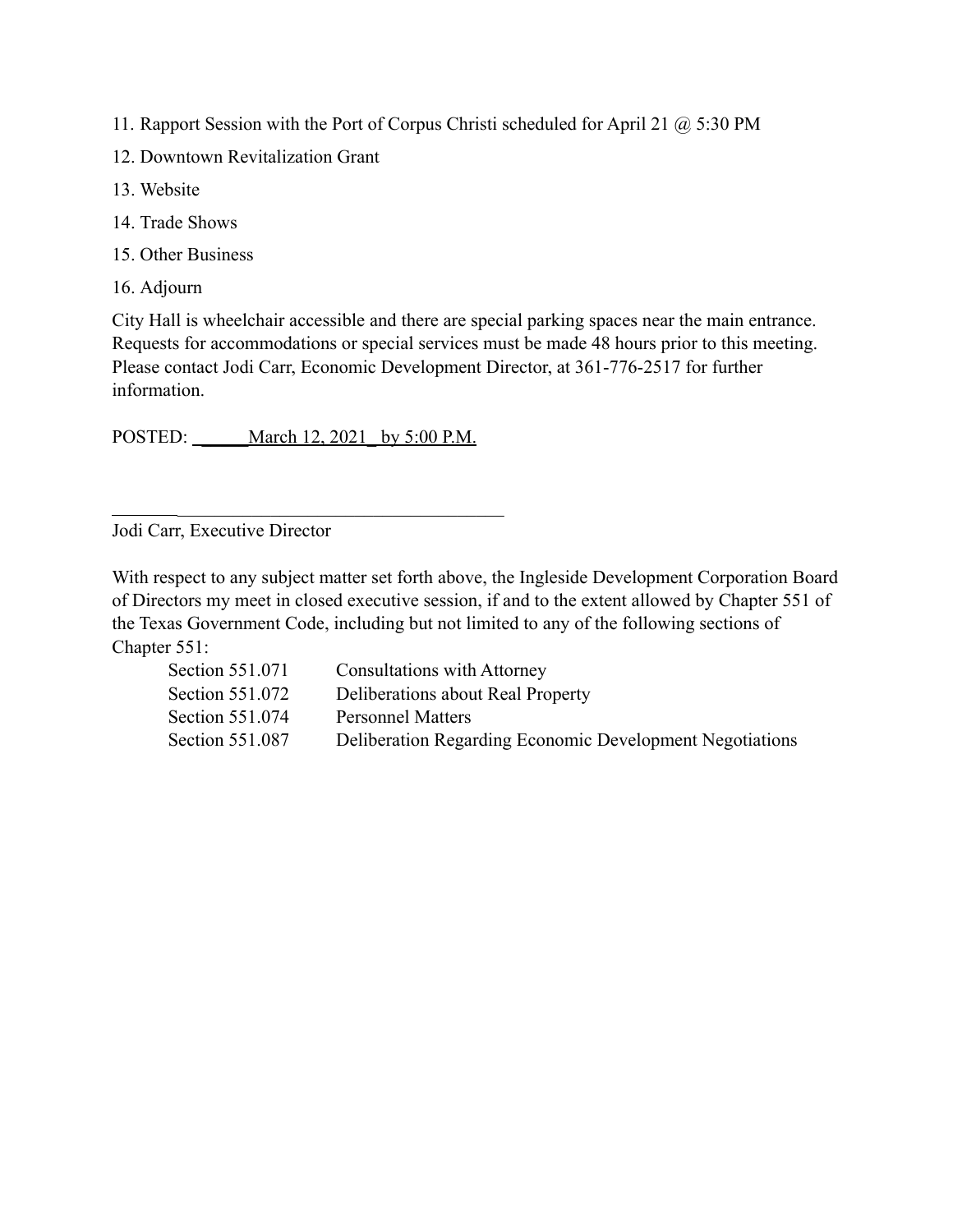11. Rapport Session with the Port of Corpus Christi scheduled for April 21 @ 5:30 PM

12. Downtown Revitalization Grant

13. Website

14. Trade Shows

15. Other Business

16. Adjourn

City Hall is wheelchair accessible and there are special parking spaces near the main entrance. Requests for accommodations or special services must be made 48 hours prior to this meeting. Please contact Jodi Carr, Economic Development Director, at 361-776-2517 for further information.

POSTED: ______March 12, 2021_ by 5:00 P.M.

_______________________________________

Jodi Carr, Executive Director

With respect to any subject matter set forth above, the Ingleside Development Corporation Board of Directors my meet in closed executive session, if and to the extent allowed by Chapter 551 of the Texas Government Code, including but not limited to any of the following sections of Chapter 551:

| | |
|---|---|
| Section 551.071 | Consultations with Attorney |
| Section 551.072 | Deliberations about Real Property |
| Section 551.074 | Personnel Matters |
| Section 551.087 | Deliberation Regarding Economic Development Negotiations |